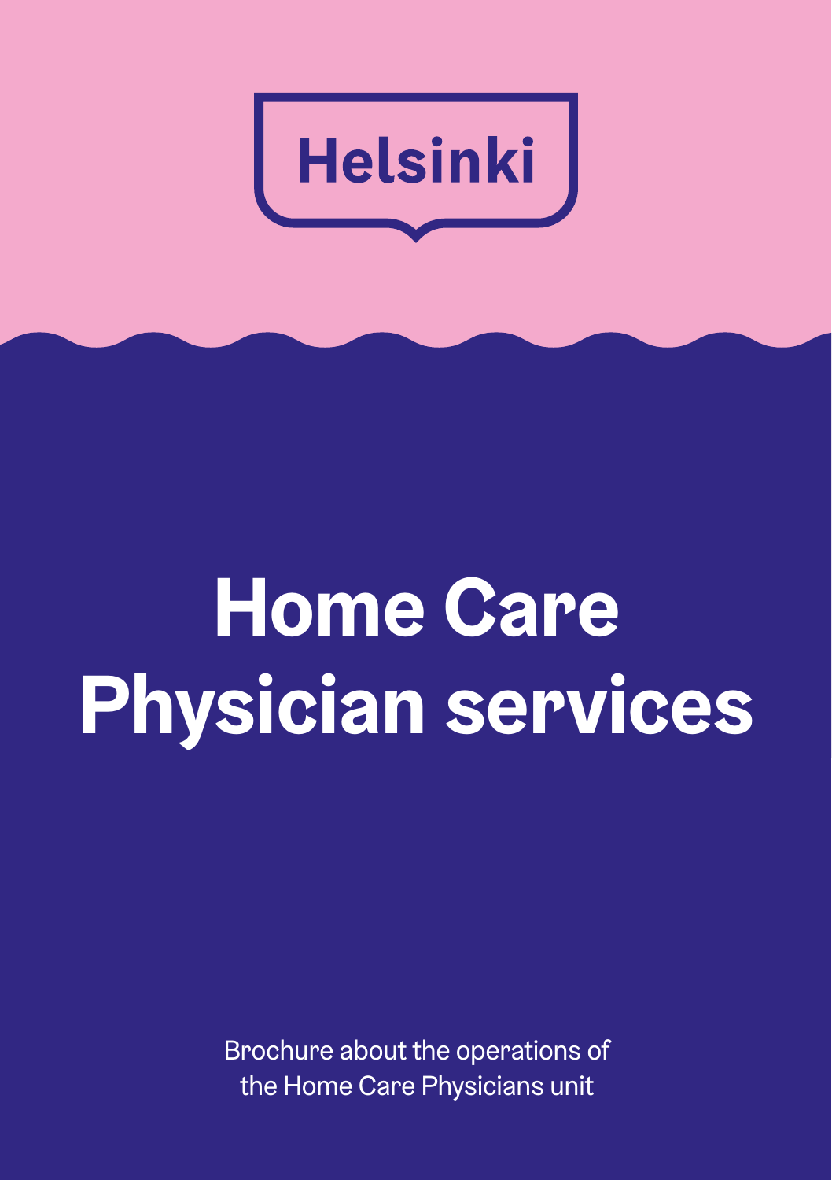Helsinki

# Home Care Physician services

Brochure about the operations of the Home Care Physicians unit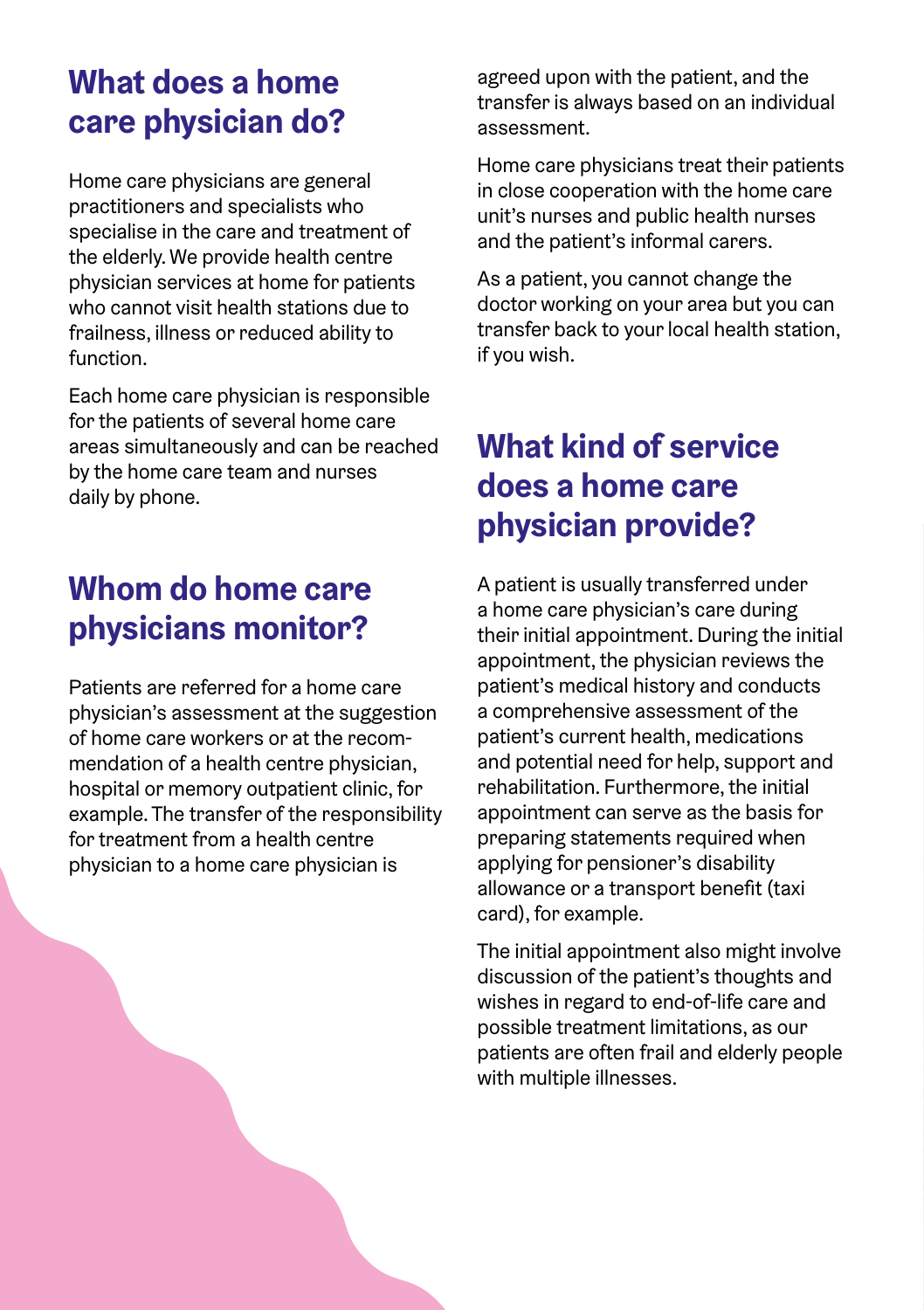## What does a home care physician do?

Home care physicians are general practitioners and specialists who specialise in the care and treatment of the elderly. We provide health centre physician services at home for patients who cannot visit health stations due to frailness, illness or reduced ability to function.

Each home care physician is responsible for the patients of several home care areas simultaneously and can be reached by the home care team and nurses daily by phone.

## Whom do home care physicians monitor?

Patients are referred for a home care physician's assessment at the suggestion of home care workers or at the recommendation of a health centre physician, hospital or memory outpatient clinic, for example. The transfer of the responsibility for treatment from a health centre physician to a home care physician is agreed upon with the patient, and the transfer is always based on an individual assessment.

Home care physicians treat their patients in close cooperation with the home care unit's nurses and public health nurses and the patient's informal carers.

As a patient, you cannot change the doctor working on your area but you can transfer back to your local health station, if you wish.

## What kind of service does a home care physician provide?

A patient is usually transferred under a home care physician's care during their initial appointment. During the initial appointment, the physician reviews the patient's medical history and conducts a comprehensive assessment of the patient's current health, medications and potential need for help, support and rehabilitation. Furthermore, the initial appointment can serve as the basis for preparing statements required when applying for pensioner's disability allowance or a transport benefit (taxi card), for example.

The initial appointment also might involve discussion of the patient's thoughts and wishes in regard to end-of-life care and possible treatment limitations, as our patients are often frail and elderly people with multiple illnesses.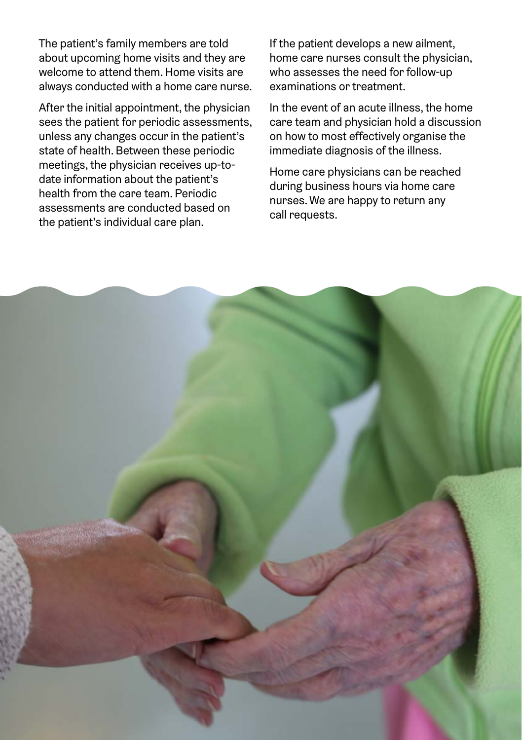The patient's family members are told about upcoming home visits and they are welcome to attend them. Home visits are always conducted with a home care nurse.

After the initial appointment, the physician sees the patient for periodic assessments, unless any changes occur in the patient's state of health. Between these periodic meetings, the physician receives up-to-date information about the patient's health from the care team. Periodic assessments are conducted based on the patient's individual care plan.

If the patient develops a new ailment, home care nurses consult the physician, who assesses the need for follow-up examinations or treatment.

In the event of an acute illness, the home care team and physician hold a discussion on how to most effectively organise the immediate diagnosis of the illness.

Home care physicians can be reached during business hours via home care nurses. We are happy to return any call requests.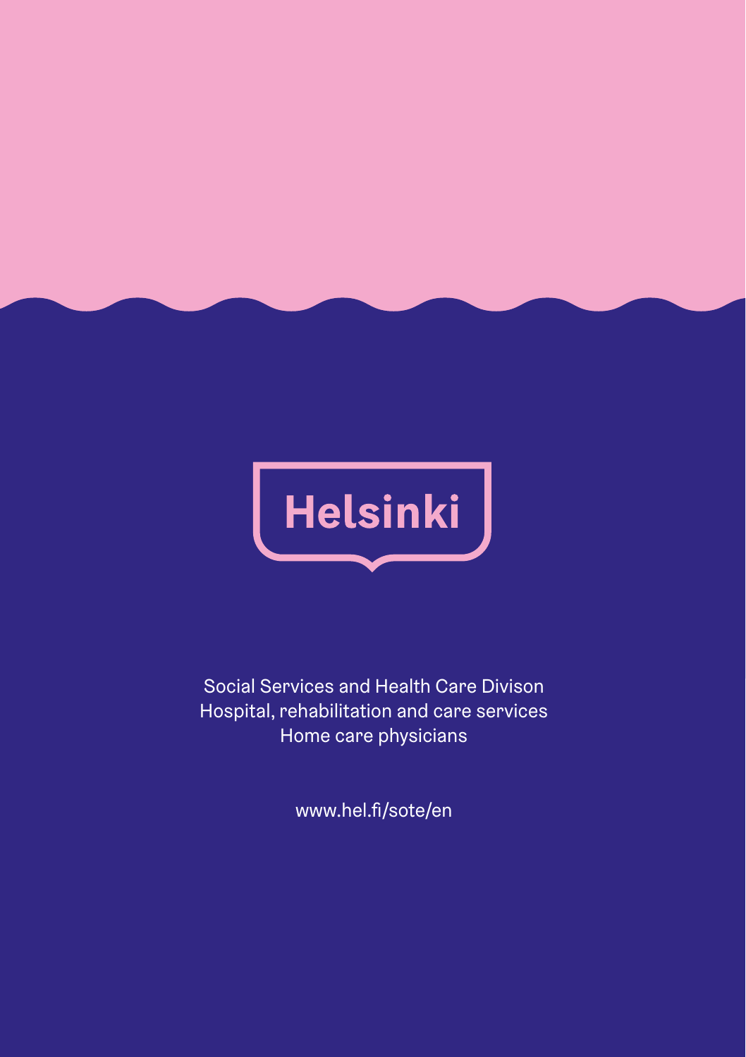Helsinki

Social Services and Health Care Divison
Hospital, rehabilitation and care services
Home care physicians

www.hel.fi/sote/en